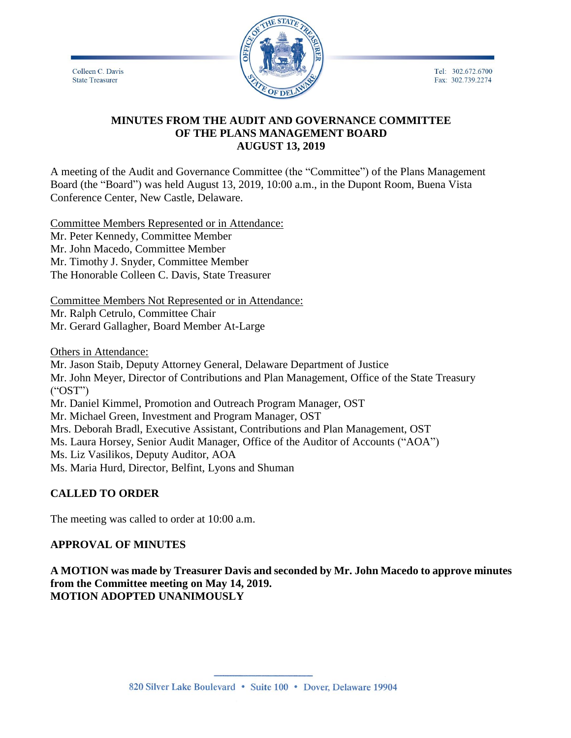Colleen C. Davis
State Treasurer

Tel: 302.672.6700
Fax: 302.739.2274

# MINUTES FROM THE AUDIT AND GOVERNANCE COMMITTEE OF THE PLANS MANAGEMENT BOARD AUGUST 13, 2019

A meeting of the Audit and Governance Committee (the "Committee") of the Plans Management Board (the "Board") was held August 13, 2019, 10:00 a.m., in the Dupont Room, Buena Vista Conference Center, New Castle, Delaware.

Committee Members Represented or in Attendance:
Mr. Peter Kennedy, Committee Member
Mr. John Macedo, Committee Member
Mr. Timothy J. Snyder, Committee Member
The Honorable Colleen C. Davis, State Treasurer

Committee Members Not Represented or in Attendance:
Mr. Ralph Cetrulo, Committee Chair
Mr. Gerard Gallagher, Board Member At-Large

Others in Attendance:
Mr. Jason Staib, Deputy Attorney General, Delaware Department of Justice
Mr. John Meyer, Director of Contributions and Plan Management, Office of the State Treasury ("OST")
Mr. Daniel Kimmel, Promotion and Outreach Program Manager, OST
Mr. Michael Green, Investment and Program Manager, OST
Mrs. Deborah Bradl, Executive Assistant, Contributions and Plan Management, OST
Ms. Laura Horsey, Senior Audit Manager, Office of the Auditor of Accounts ("AOA")
Ms. Liz Vasilikos, Deputy Auditor, AOA
Ms. Maria Hurd, Director, Belfint, Lyons and Shuman

## CALLED TO ORDER

The meeting was called to order at 10:00 a.m.

## APPROVAL OF MINUTES

**A MOTION was made by Treasurer Davis and seconded by Mr. John Macedo to approve minutes from the Committee meeting on May 14, 2019.**
**MOTION ADOPTED UNANIMOUSLY**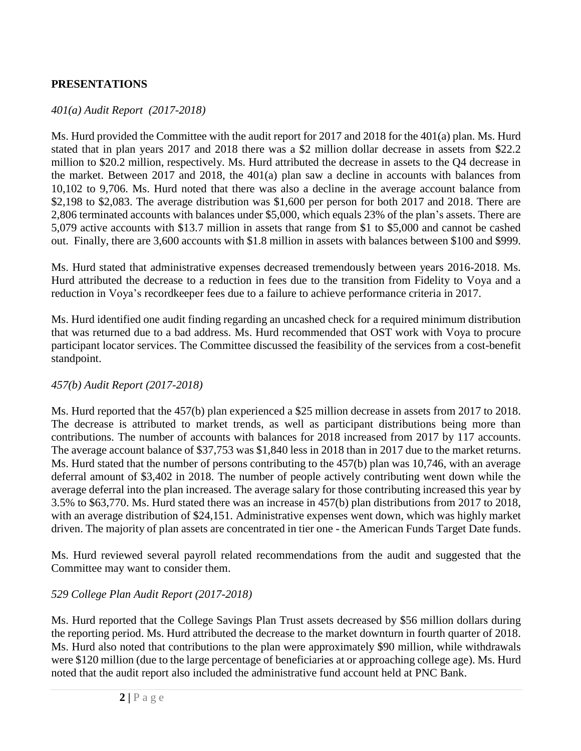## PRESENTATIONS

*401(a) Audit Report (2017-2018)*

Ms. Hurd provided the Committee with the audit report for 2017 and 2018 for the 401(a) plan. Ms. Hurd stated that in plan years 2017 and 2018 there was a $2 million dollar decrease in assets from $22.2 million to $20.2 million, respectively. Ms. Hurd attributed the decrease in assets to the Q4 decrease in the market. Between 2017 and 2018, the 401(a) plan saw a decline in accounts with balances from 10,102 to 9,706. Ms. Hurd noted that there was also a decline in the average account balance from $2,198 to $2,083. The average distribution was $1,600 per person for both 2017 and 2018. There are 2,806 terminated accounts with balances under $5,000, which equals 23% of the plan's assets. There are 5,079 active accounts with $13.7 million in assets that range from $1 to $5,000 and cannot be cashed out. Finally, there are 3,600 accounts with $1.8 million in assets with balances between $100 and $999.

Ms. Hurd stated that administrative expenses decreased tremendously between years 2016-2018. Ms. Hurd attributed the decrease to a reduction in fees due to the transition from Fidelity to Voya and a reduction in Voya's recordkeeper fees due to a failure to achieve performance criteria in 2017.

Ms. Hurd identified one audit finding regarding an uncashed check for a required minimum distribution that was returned due to a bad address. Ms. Hurd recommended that OST work with Voya to procure participant locator services. The Committee discussed the feasibility of the services from a cost-benefit standpoint.

*457(b) Audit Report (2017-2018)*

Ms. Hurd reported that the 457(b) plan experienced a $25 million decrease in assets from 2017 to 2018. The decrease is attributed to market trends, as well as participant distributions being more than contributions. The number of accounts with balances for 2018 increased from 2017 by 117 accounts. The average account balance of $37,753 was $1,840 less in 2018 than in 2017 due to the market returns. Ms. Hurd stated that the number of persons contributing to the 457(b) plan was 10,746, with an average deferral amount of $3,402 in 2018. The number of people actively contributing went down while the average deferral into the plan increased. The average salary for those contributing increased this year by 3.5% to $63,770. Ms. Hurd stated there was an increase in 457(b) plan distributions from 2017 to 2018, with an average distribution of $24,151. Administrative expenses went down, which was highly market driven. The majority of plan assets are concentrated in tier one - the American Funds Target Date funds.

Ms. Hurd reviewed several payroll related recommendations from the audit and suggested that the Committee may want to consider them.

*529 College Plan Audit Report (2017-2018)*

Ms. Hurd reported that the College Savings Plan Trust assets decreased by $56 million dollars during the reporting period. Ms. Hurd attributed the decrease to the market downturn in fourth quarter of 2018. Ms. Hurd also noted that contributions to the plan were approximately $90 million, while withdrawals were $120 million (due to the large percentage of beneficiaries at or approaching college age). Ms. Hurd noted that the audit report also included the administrative fund account held at PNC Bank.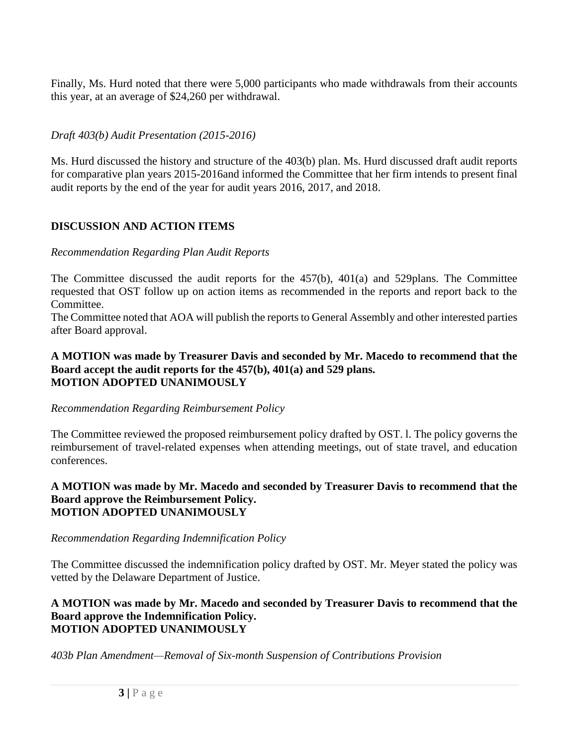Finally, Ms. Hurd noted that there were 5,000 participants who made withdrawals from their accounts this year, at an average of $24,260 per withdrawal.

*Draft 403(b) Audit Presentation (2015-2016)*

Ms. Hurd discussed the history and structure of the 403(b) plan. Ms. Hurd discussed draft audit reports for comparative plan years 2015-2016and informed the Committee that her firm intends to present final audit reports by the end of the year for audit years 2016, 2017, and 2018.

## DISCUSSION AND ACTION ITEMS

*Recommendation Regarding Plan Audit Reports*

The Committee discussed the audit reports for the 457(b), 401(a) and 529plans. The Committee requested that OST follow up on action items as recommended in the reports and report back to the Committee.

The Committee noted that AOA will publish the reports to General Assembly and other interested parties after Board approval.

**A MOTION was made by Treasurer Davis and seconded by Mr. Macedo to recommend that the Board accept the audit reports for the 457(b), 401(a) and 529 plans.**
**MOTION ADOPTED UNANIMOUSLY**

*Recommendation Regarding Reimbursement Policy*

The Committee reviewed the proposed reimbursement policy drafted by OST. l. The policy governs the reimbursement of travel-related expenses when attending meetings, out of state travel, and education conferences.

**A MOTION was made by Mr. Macedo and seconded by Treasurer Davis to recommend that the Board approve the Reimbursement Policy.**
**MOTION ADOPTED UNANIMOUSLY**

*Recommendation Regarding Indemnification Policy*

The Committee discussed the indemnification policy drafted by OST. Mr. Meyer stated the policy was vetted by the Delaware Department of Justice.

**A MOTION was made by Mr. Macedo and seconded by Treasurer Davis to recommend that the Board approve the Indemnification Policy.**
**MOTION ADOPTED UNANIMOUSLY**

*403b Plan Amendment—Removal of Six-month Suspension of Contributions Provision*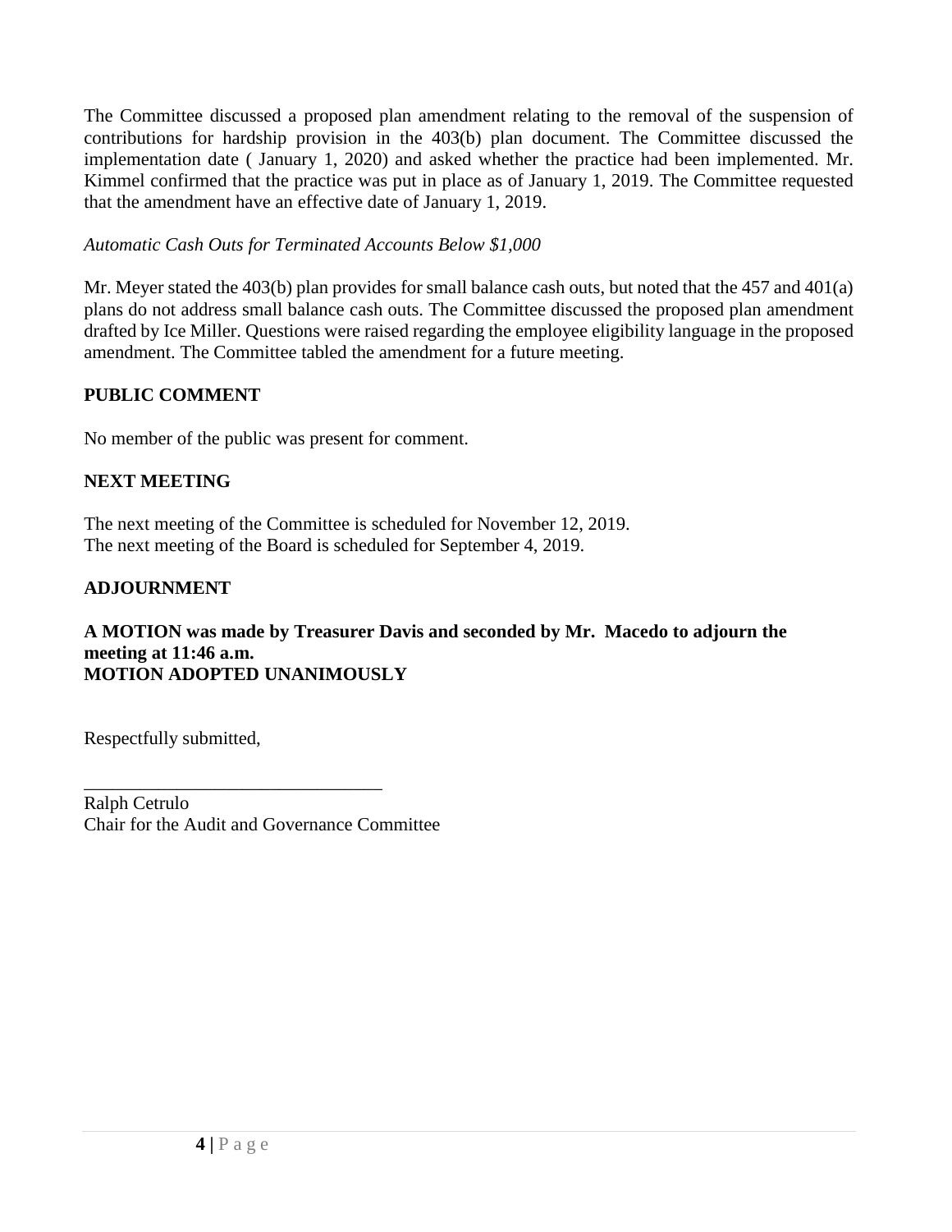The Committee discussed a proposed plan amendment relating to the removal of the suspension of contributions for hardship provision in the 403(b) plan document. The Committee discussed the implementation date ( January 1, 2020) and asked whether the practice had been implemented. Mr. Kimmel confirmed that the practice was put in place as of January 1, 2019. The Committee requested that the amendment have an effective date of January 1, 2019.

*Automatic Cash Outs for Terminated Accounts Below $1,000*

Mr. Meyer stated the 403(b) plan provides for small balance cash outs, but noted that the 457 and 401(a) plans do not address small balance cash outs. The Committee discussed the proposed plan amendment drafted by Ice Miller. Questions were raised regarding the employee eligibility language in the proposed amendment. The Committee tabled the amendment for a future meeting.

**PUBLIC COMMENT**

No member of the public was present for comment.

**NEXT MEETING**

The next meeting of the Committee is scheduled for November 12, 2019.
The next meeting of the Board is scheduled for September 4, 2019.

**ADJOURNMENT**

**A MOTION was made by Treasurer Davis and seconded by Mr. Macedo to adjourn the meeting at 11:46 a.m.**
**MOTION ADOPTED UNANIMOUSLY**

Respectfully submitted,

_________________________________
Ralph Cetrulo
Chair for the Audit and Governance Committee